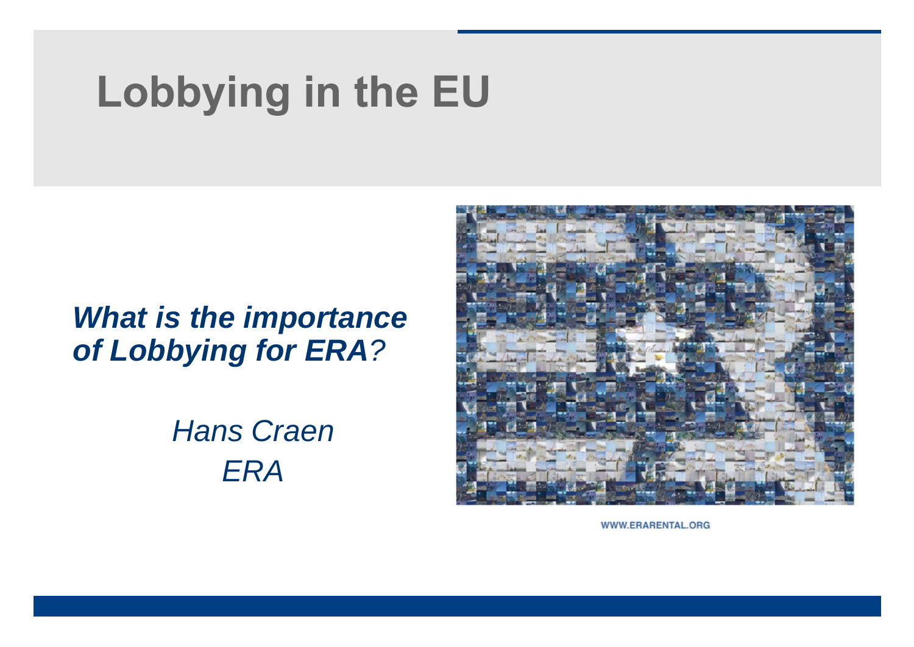# Lobbying in the EU

***What is the importance of Lobbying for ERA?***

*Hans Craen*
*ERA*

WWW.ERARENTAL.ORG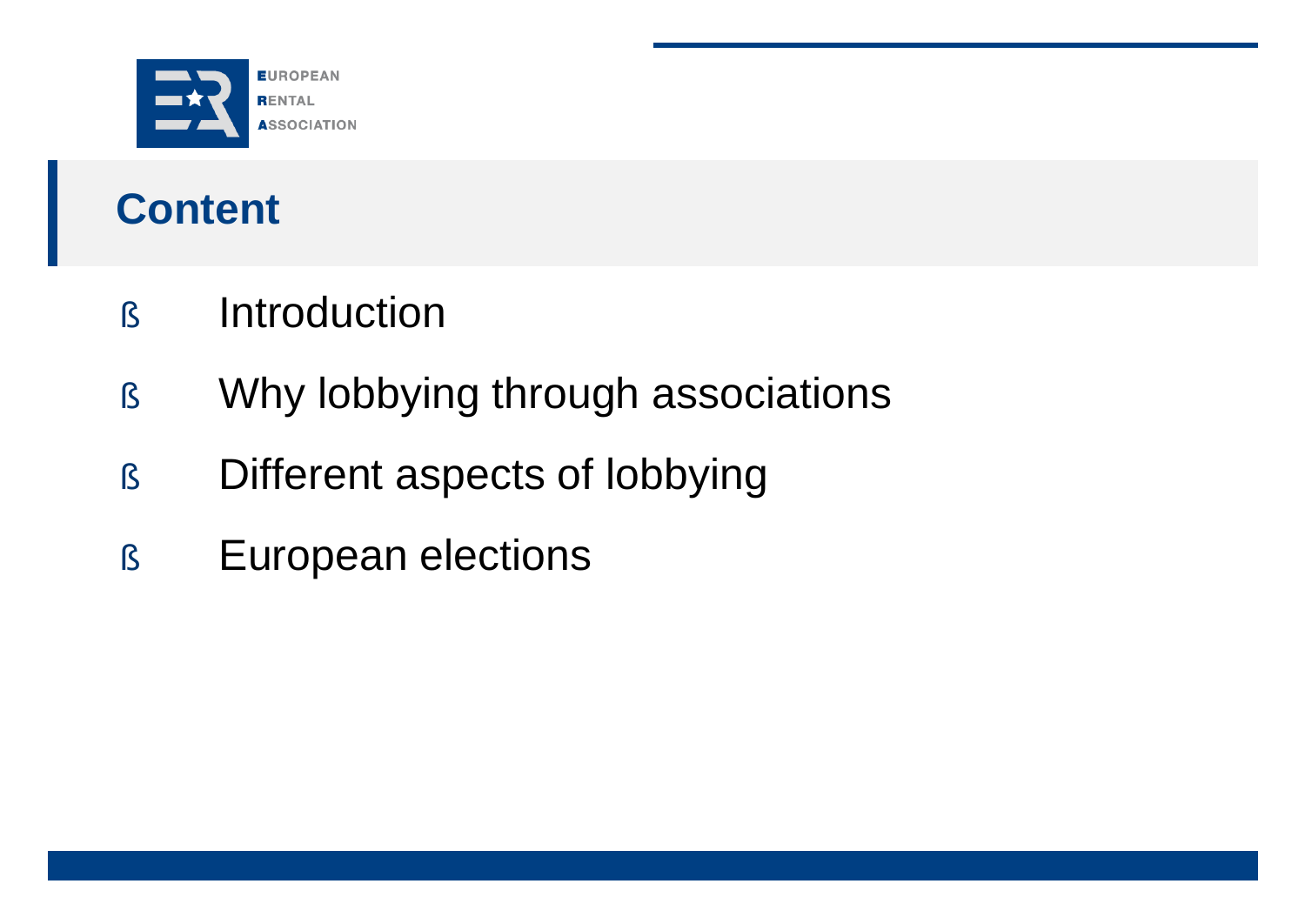## Content

- Introduction
- Why lobbying through associations
- Different aspects of lobbying
- European elections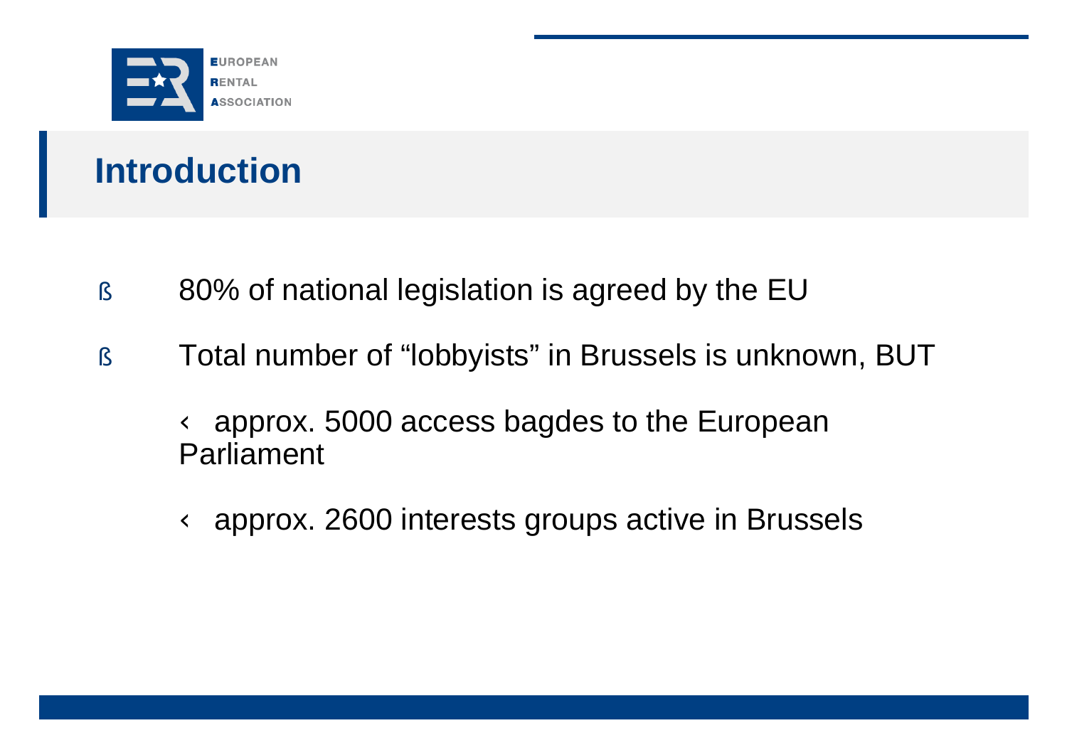## Introduction

- 80% of national legislation is agreed by the EU
- Total number of “lobbyists” in Brussels is unknown, BUT
  - approx. 5000 access bagdes to the European Parliament
  - approx. 2600 interests groups active in Brussels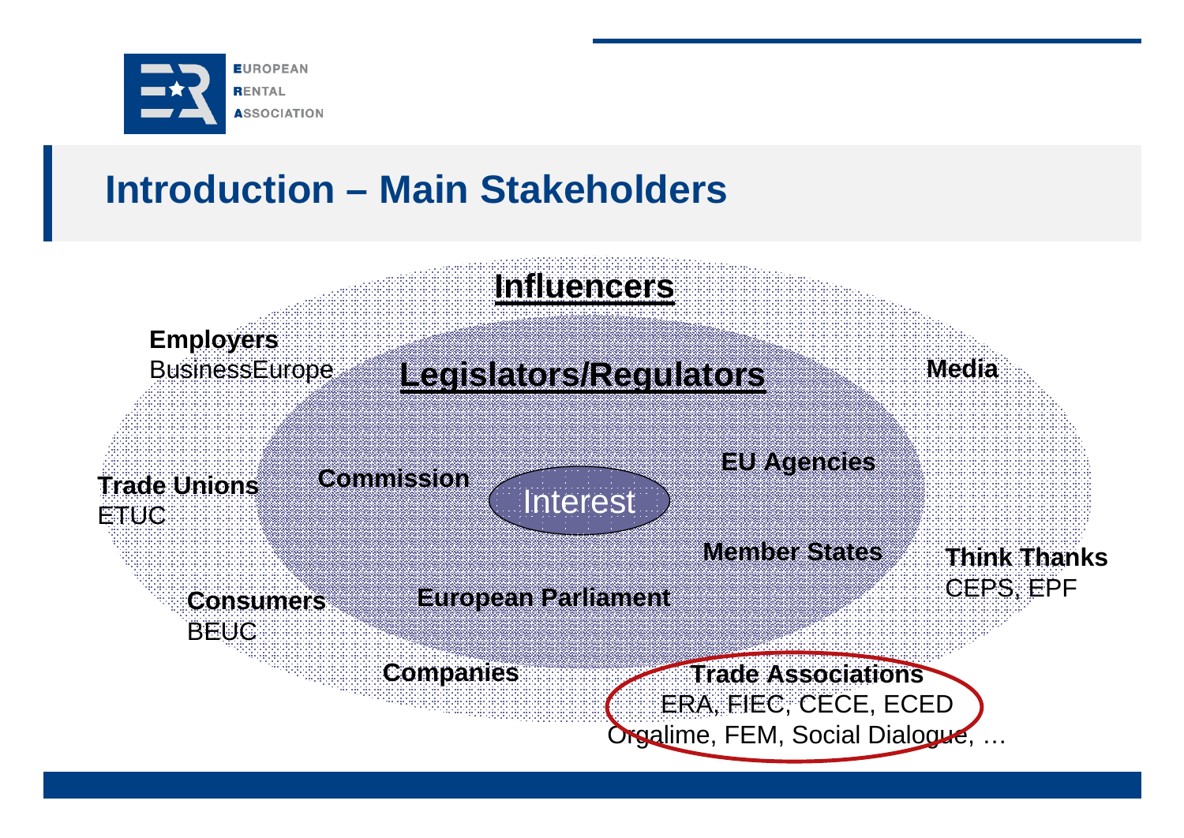## Introduction – Main Stakeholders

**Influencers**

**Employers**
BusinessEurope

**Legislators/Regulators**

**Media**

**Trade Unions**
ETUC

**Commission**

Interest

**EU Agencies**

**Member States**

**Think Thanks**
CEPS, EPF

**Consumers**
BEUC

**European Parliament**

**Companies**

**Trade Associations**
ERA, FIEC, CECE, ECED
Orgalime, FEM, Social Dialogue, …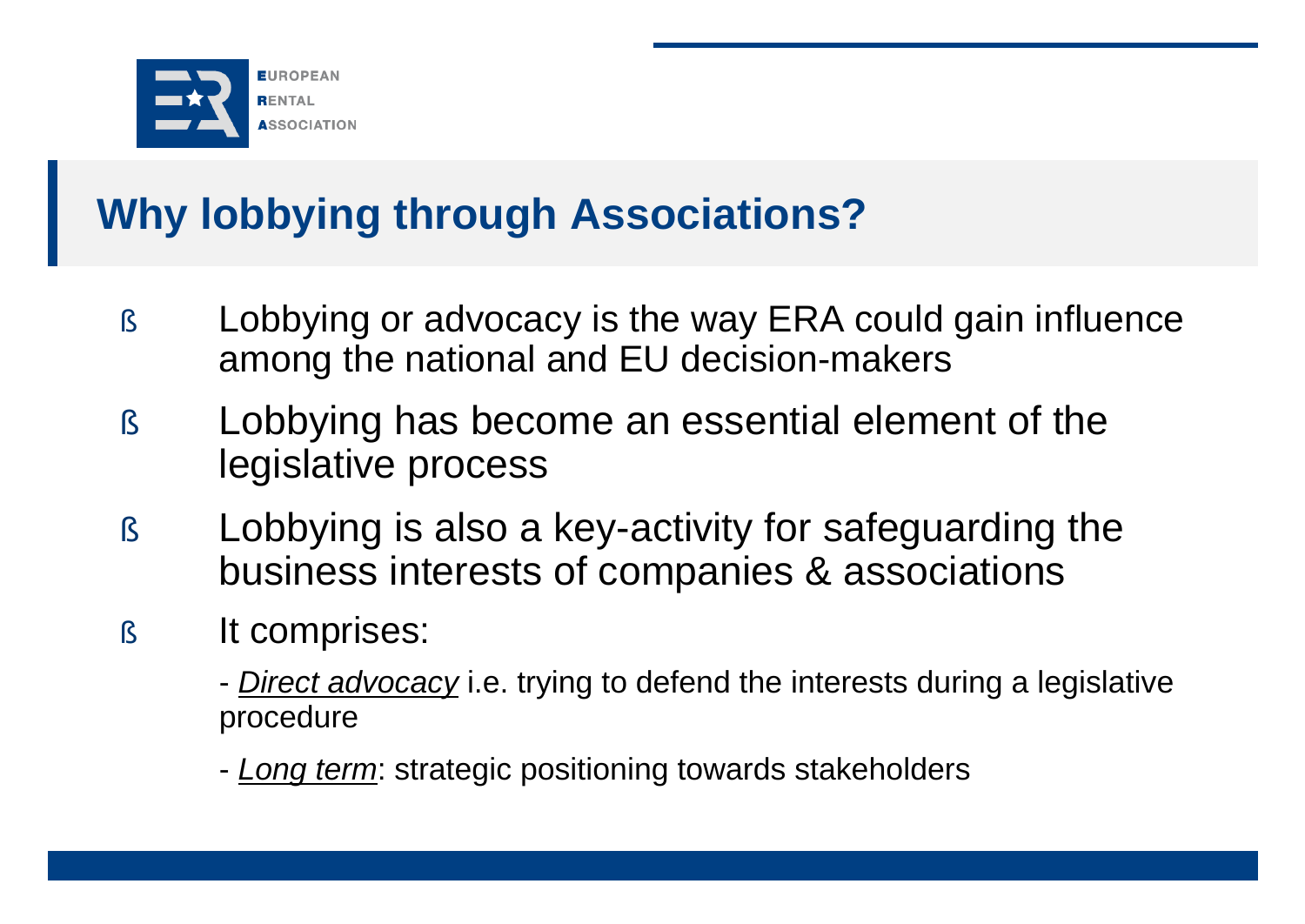## Why lobbying through Associations?

- Lobbying or advocacy is the way ERA could gain influence among the national and EU decision-makers
- Lobbying has become an essential element of the legislative process
- Lobbying is also a key-activity for safeguarding the business interests of companies & associations
- It comprises:

  - *Direct advocacy* i.e. trying to defend the interests during a legislative procedure

  - *Long term*: strategic positioning towards stakeholders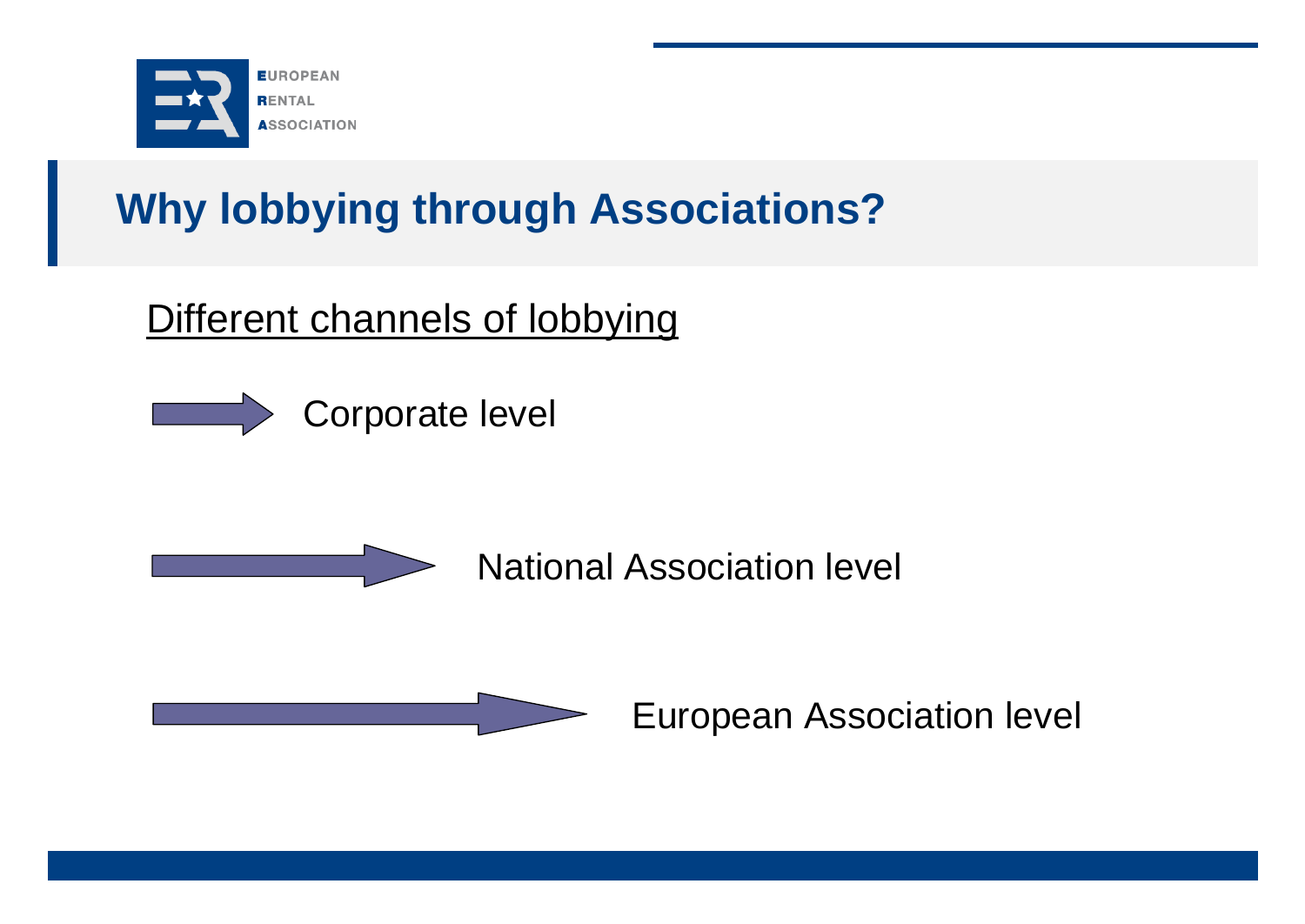# Why lobbying through Associations?

<u>Different channels of lobbying</u>

- Corporate level
- National Association level
- European Association level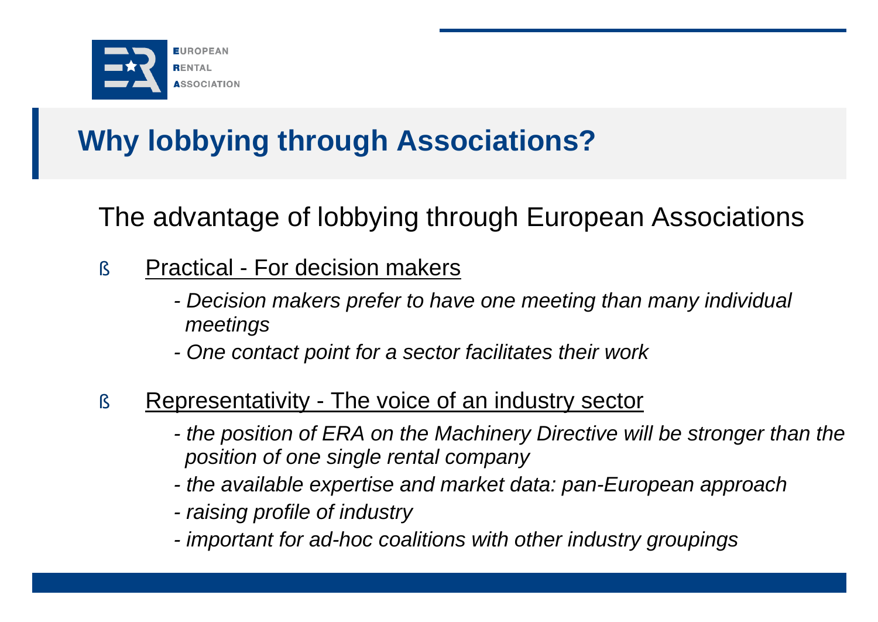# Why lobbying through Associations?

## The advantage of lobbying through European Associations

- <u>Practical - For decision makers</u>
  - *Decision makers prefer to have one meeting than many individual meetings*
  - *One contact point for a sector facilitates their work*

- <u>Representativity - The voice of an industry sector</u>
  - *the position of ERA on the Machinery Directive will be stronger than the position of one single rental company*
  - *the available expertise and market data: pan-European approach*
  - *raising profile of industry*
  - *important for ad-hoc coalitions with other industry groupings*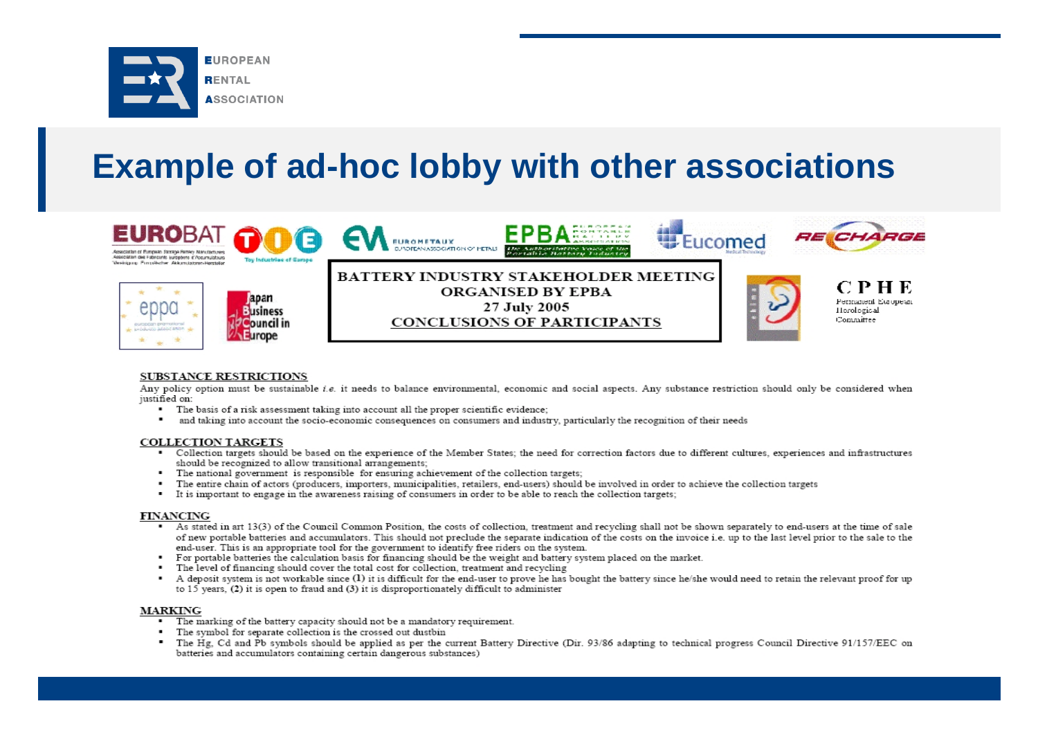# Example of ad-hoc lobby with other associations

**BATTERY INDUSTRY STAKEHOLDER MEETING ORGANISED BY EPBA**
**27 July 2005**
**CONCLUSIONS OF PARTICIPANTS**

## SUBSTANCE RESTRICTIONS

Any policy option must be sustainable *i.e.* it needs to balance environmental, economic and social aspects. Any substance restriction should only be considered when justified on:

- The basis of a risk assessment taking into account all the proper scientific evidence;
- and taking into account the socio-economic consequences on consumers and industry, particularly the recognition of their needs

## COLLECTION TARGETS

- Collection targets should be based on the experience of the Member States; the need for correction factors due to different cultures, experiences and infrastructures should be recognized to allow transitional arrangements;
- The national government is responsible for ensuring achievement of the collection targets;
- The entire chain of actors (producers, importers, municipalities, retailers, end-users) should be involved in order to achieve the collection targets
- It is important to engage in the awareness raising of consumers in order to be able to reach the collection targets;

## FINANCING

- As stated in art 13(3) of the Council Common Position, the costs of collection, treatment and recycling shall not be shown separately to end-users at the time of sale of new portable batteries and accumulators. This should not preclude the separate indication of the costs on the invoice i.e. up to the last level prior to the sale to the end-user. This is an appropriate tool for the government to identify free riders on the system.
- For portable batteries the calculation basis for financing should be the weight and battery system placed on the market.
- The level of financing should cover the total cost for collection, treatment and recycling
- A deposit system is not workable since (1) it is difficult for the end-user to prove he has bought the battery since he/she would need to retain the relevant proof for up to 15 years, (2) it is open to fraud and (3) it is disproportionately difficult to administer

## MARKING

- The marking of the battery capacity should not be a mandatory requirement.
- The symbol for separate collection is the crossed out dustbin
- The Hg, Cd and Pb symbols should be applied as per the current Battery Directive (Dir. 93/86 adapting to technical progress Council Directive 91/157/EEC on batteries and accumulators containing certain dangerous substances)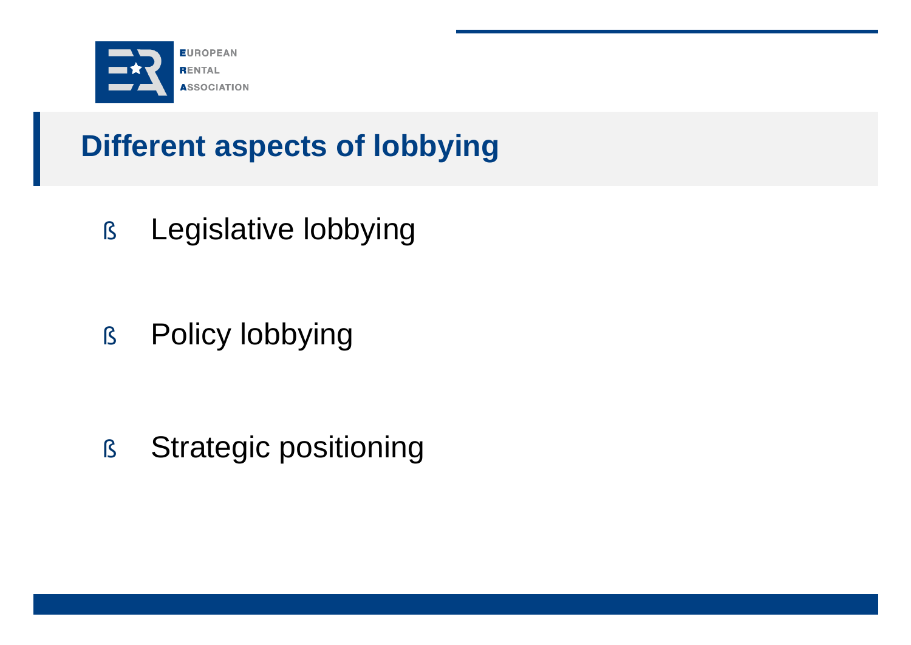## Different aspects of lobbying

- Legislative lobbying
- Policy lobbying
- Strategic positioning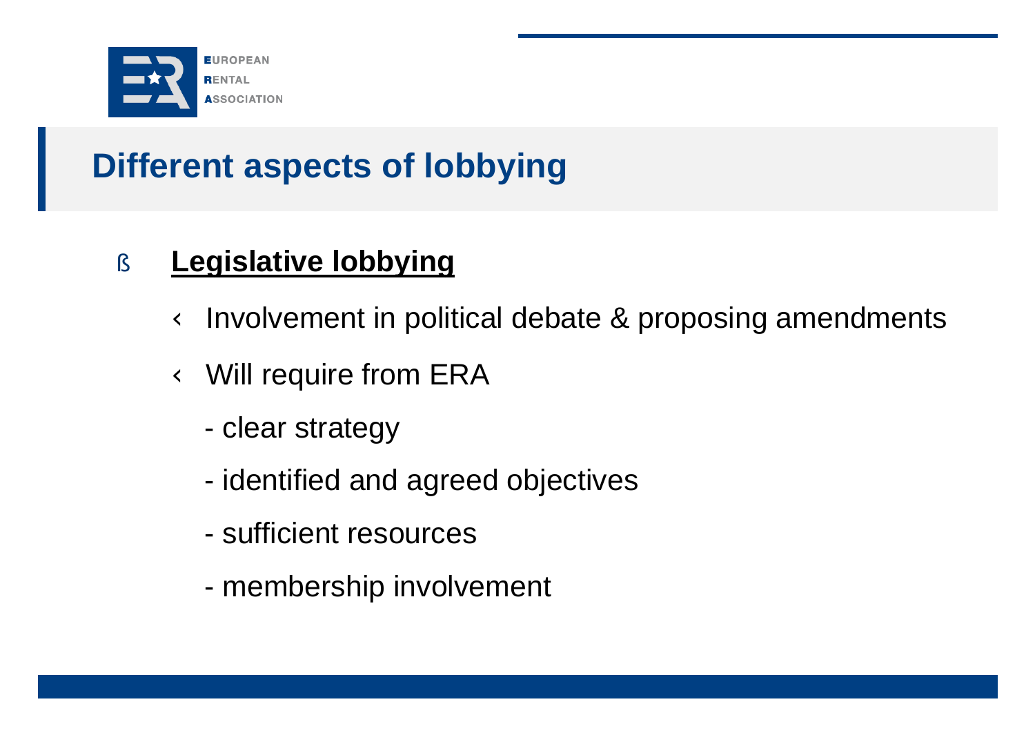## Different aspects of lobbying

- **<u>Legislative lobbying</u>**
  - Involvement in political debate & proposing amendments
  - Will require from ERA
    - clear strategy
    - identified and agreed objectives
    - sufficient resources
    - membership involvement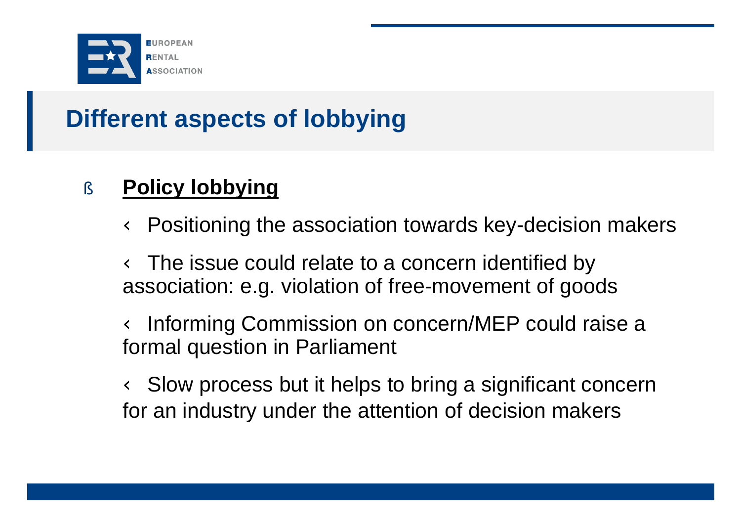# Different aspects of lobbying

- **Policy lobbying**
  - Positioning the association towards key-decision makers
  - The issue could relate to a concern identified by association: e.g. violation of free-movement of goods
  - Informing Commission on concern/MEP could raise a formal question in Parliament
  - Slow process but it helps to bring a significant concern for an industry under the attention of decision makers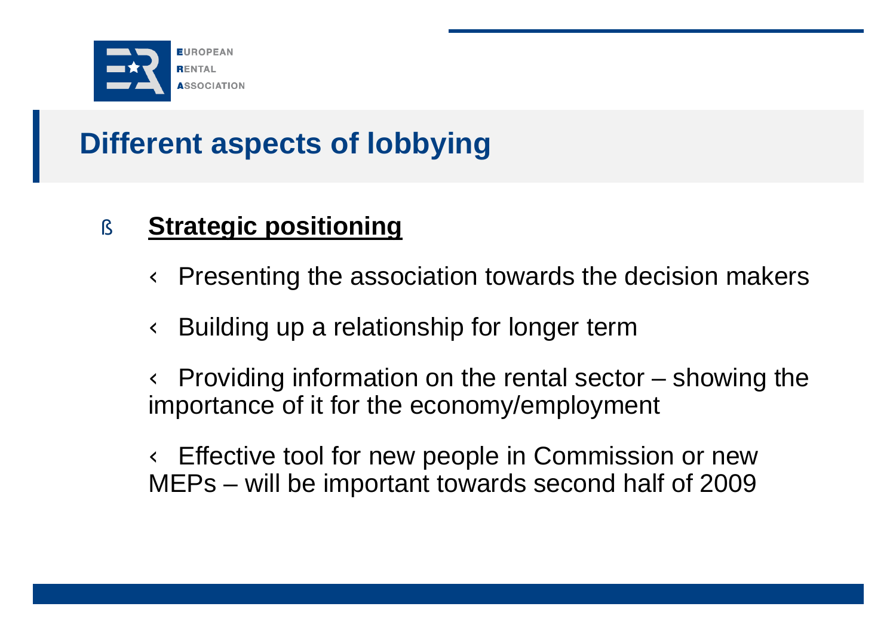## Different aspects of lobbying

- **Strategic positioning**
  - Presenting the association towards the decision makers
  - Building up a relationship for longer term
  - Providing information on the rental sector – showing the importance of it for the economy/employment
  - Effective tool for new people in Commission or new MEPs – will be important towards second half of 2009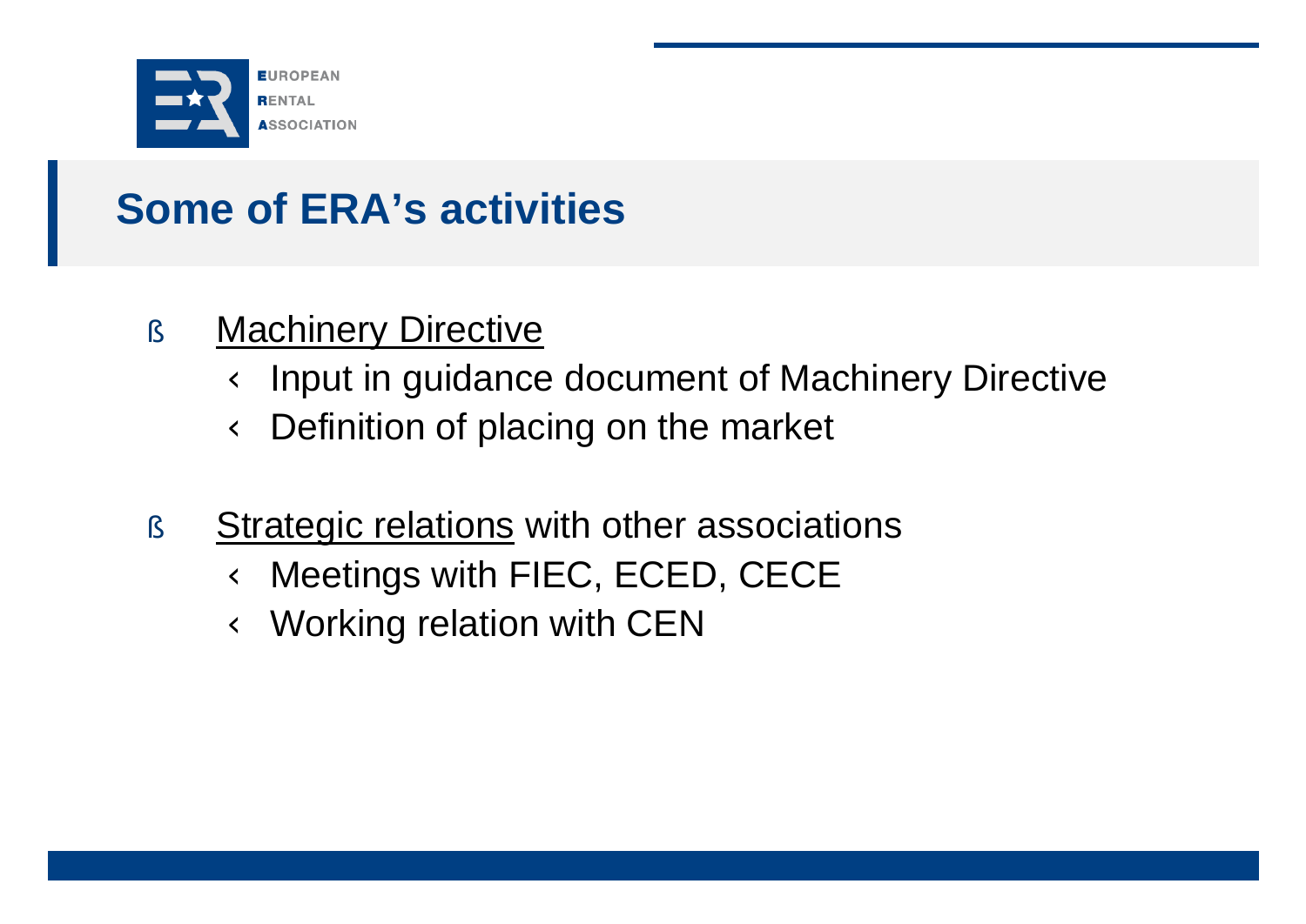## Some of ERA's activities

- Machinery Directive
  - Input in guidance document of Machinery Directive
  - Definition of placing on the market
- Strategic relations with other associations
  - Meetings with FIEC, ECED, CECE
  - Working relation with CEN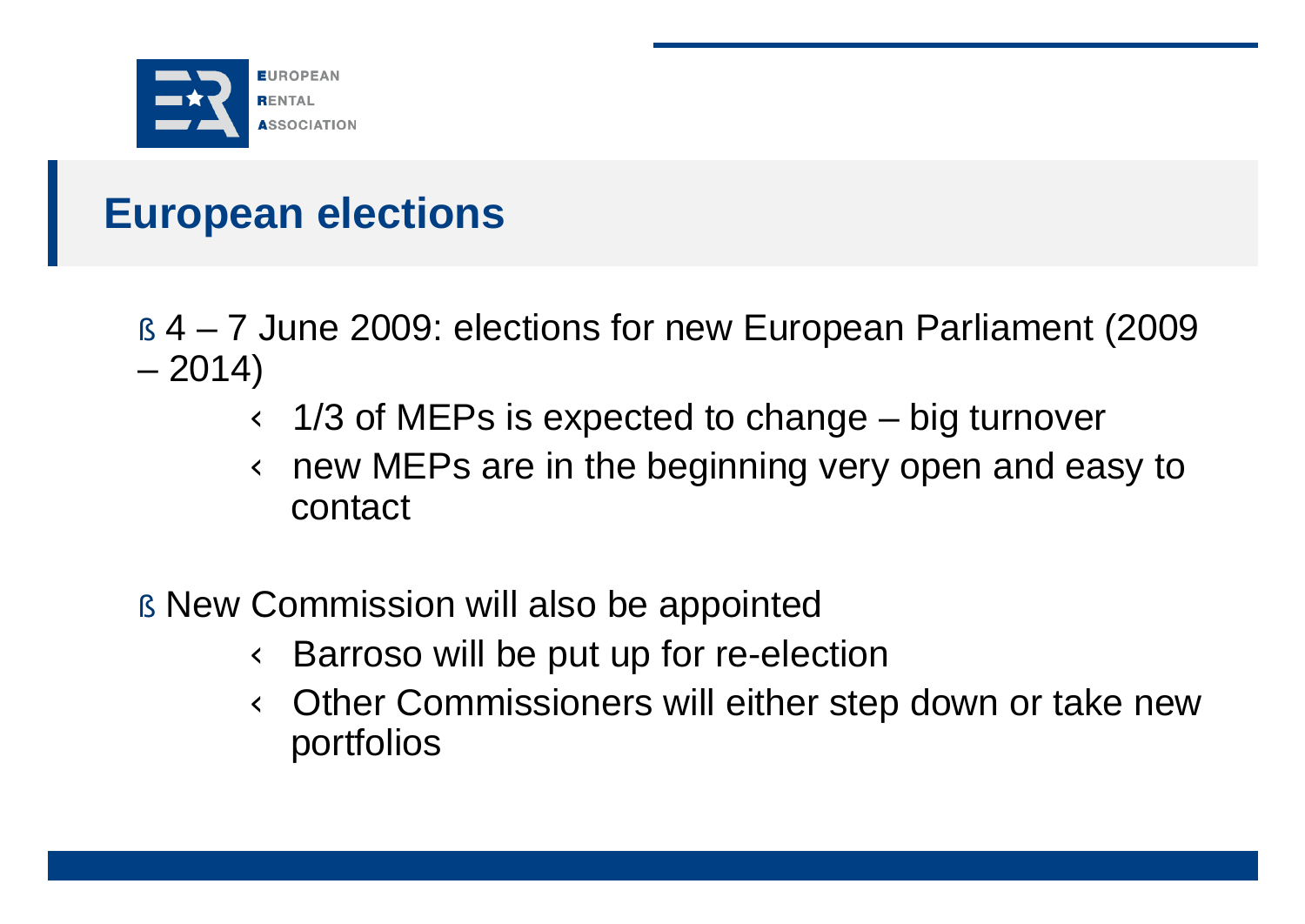## European elections

- 4 – 7 June 2009: elections for new European Parliament (2009 – 2014)
  - 1/3 of MEPs is expected to change – big turnover
  - new MEPs are in the beginning very open and easy to contact

- New Commission will also be appointed
  - Barroso will be put up for re-election
  - Other Commissioners will either step down or take new portfolios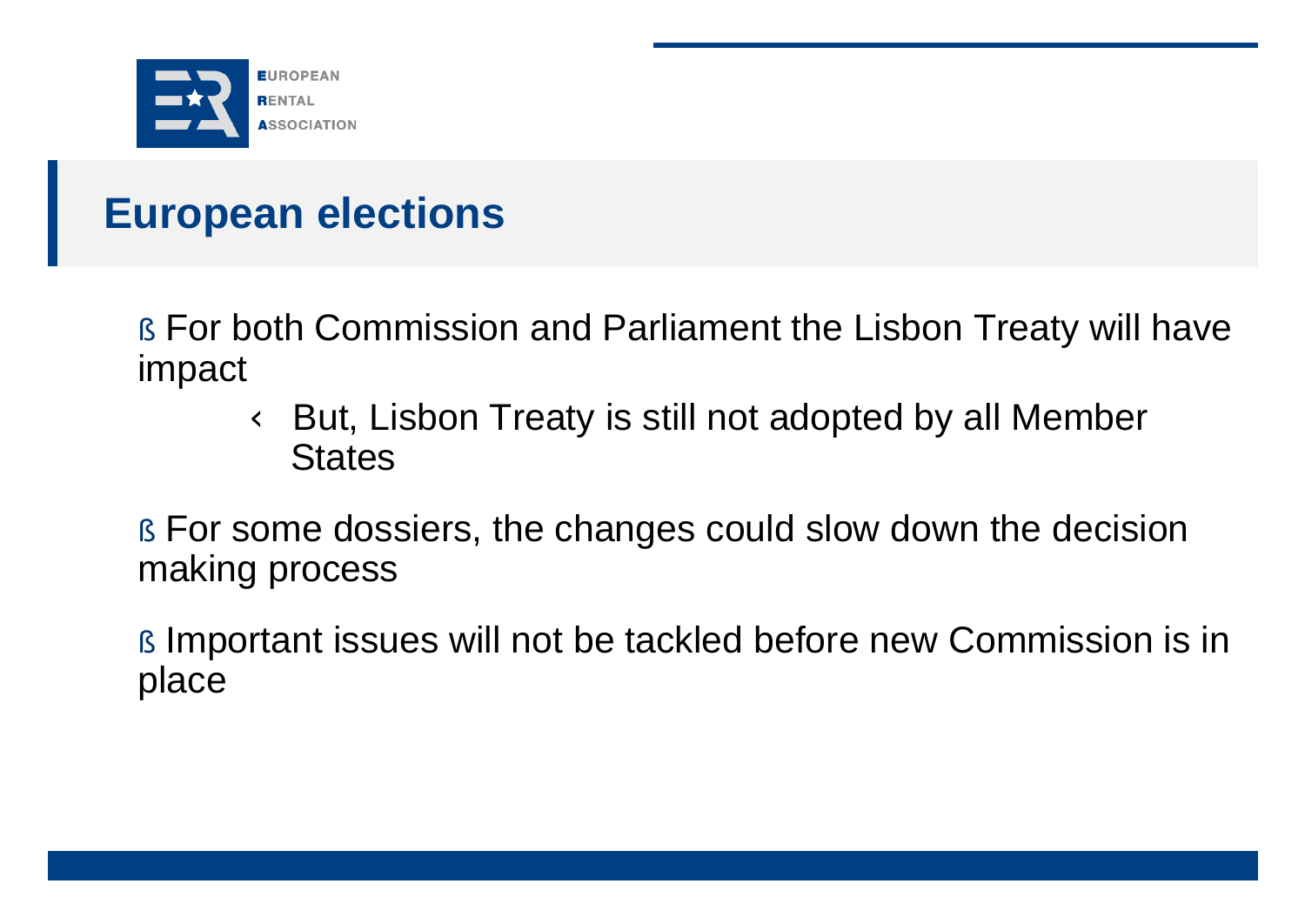## European elections

- For both Commission and Parliament the Lisbon Treaty will have impact
  - But, Lisbon Treaty is still not adopted by all Member States
- For some dossiers, the changes could slow down the decision making process
- Important issues will not be tackled before new Commission is in place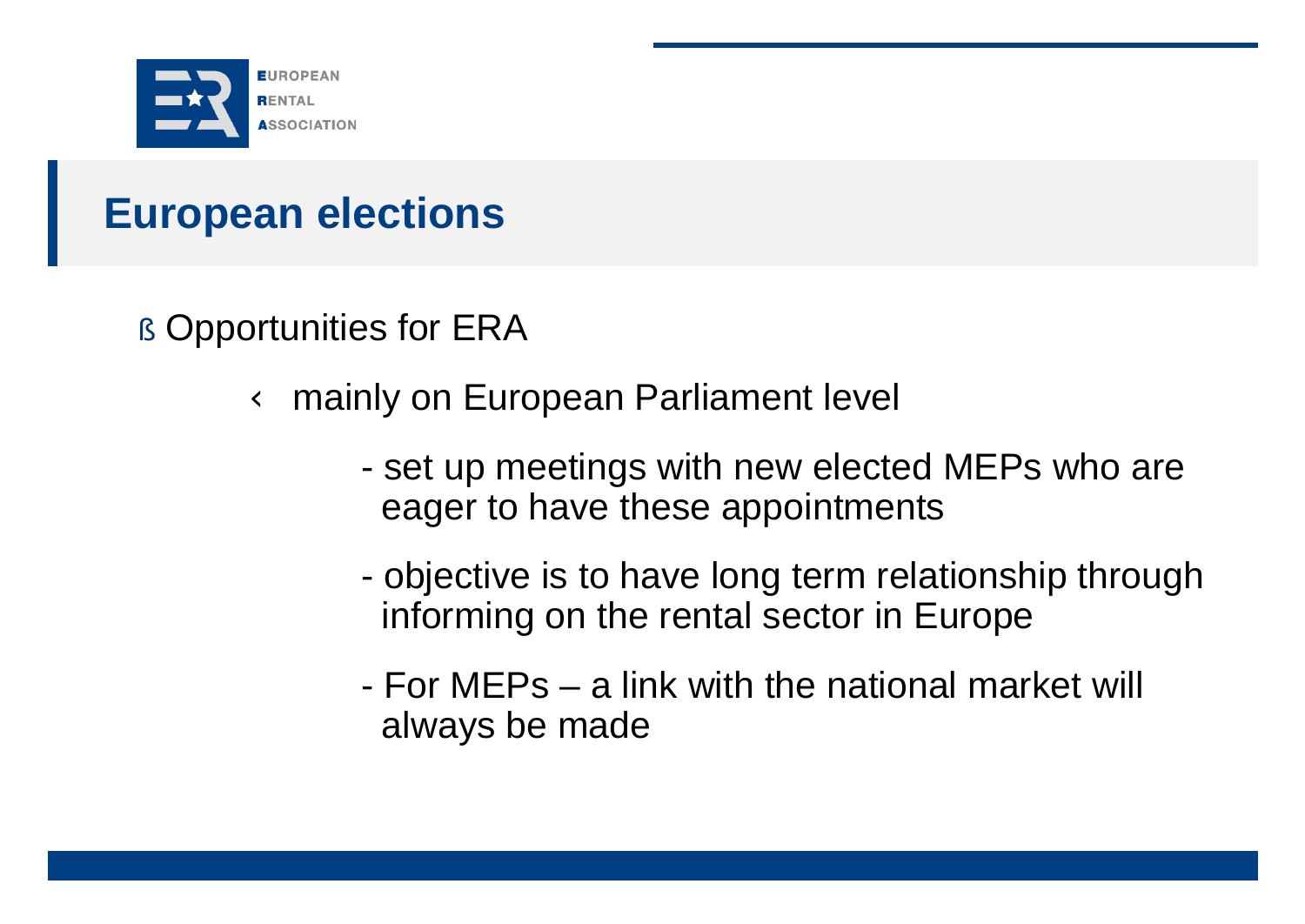## European elections

- Opportunities for ERA
  - mainly on European Parliament level
    - set up meetings with new elected MEPs who are eager to have these appointments
    - objective is to have long term relationship through informing on the rental sector in Europe
    - For MEPs – a link with the national market will always be made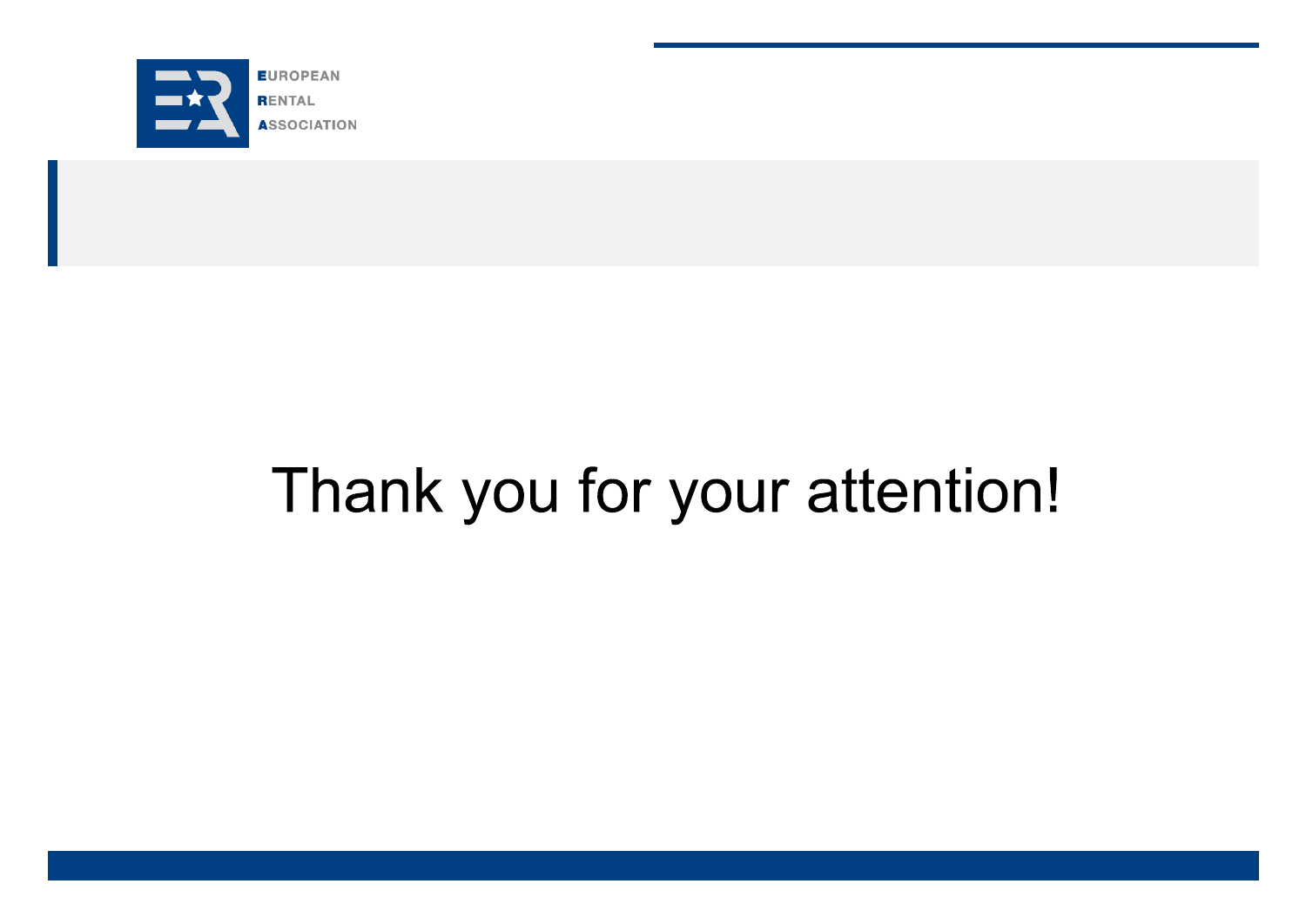Thank you for your attention!